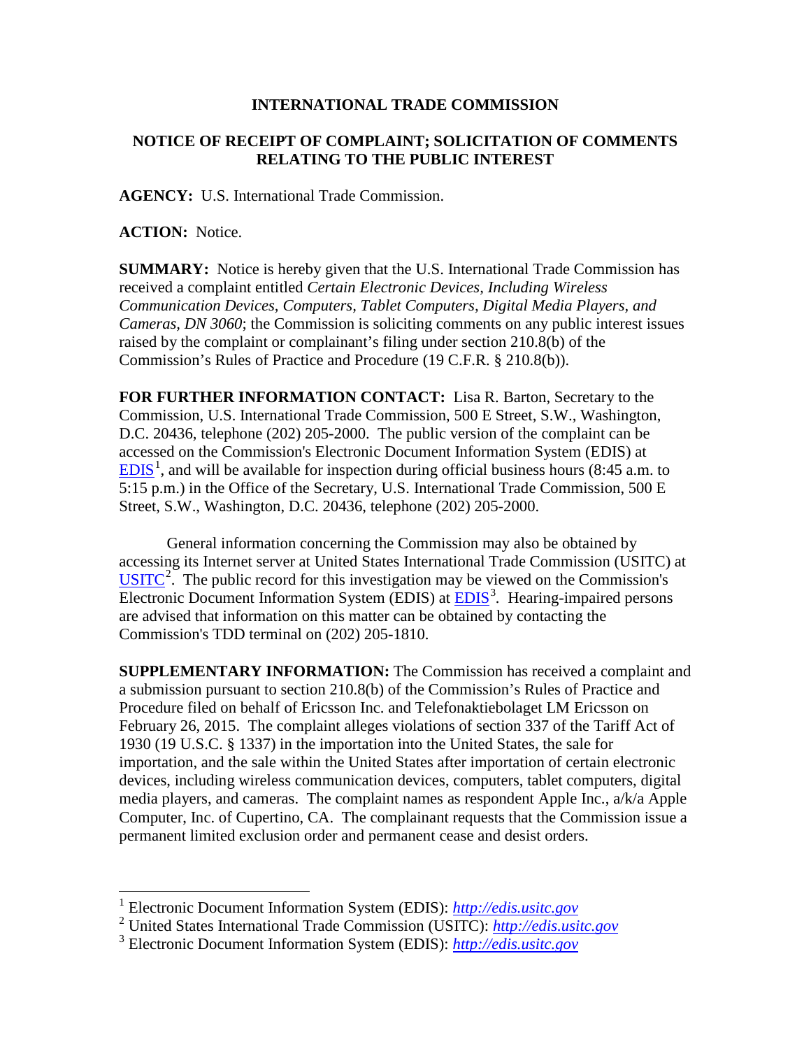**INTERNATIONAL TRADE COMMISSION**

**NOTICE OF RECEIPT OF COMPLAINT; SOLICITATION OF COMMENTS RELATING TO THE PUBLIC INTEREST**

**AGENCY:** U.S. International Trade Commission.

**ACTION:** Notice.

**SUMMARY:** Notice is hereby given that the U.S. International Trade Commission has received a complaint entitled *Certain Electronic Devices, Including Wireless Communication Devices, Computers, Tablet Computers, Digital Media Players, and Cameras, DN 3060*; the Commission is soliciting comments on any public interest issues raised by the complaint or complainant's filing under section 210.8(b) of the Commission's Rules of Practice and Procedure (19 C.F.R. § 210.8(b)).

**FOR FURTHER INFORMATION CONTACT:** Lisa R. Barton, Secretary to the Commission, U.S. International Trade Commission, 500 E Street, S.W., Washington, D.C. 20436, telephone (202) 205-2000. The public version of the complaint can be accessed on the Commission's Electronic Document Information System (EDIS) at EDIS[1], and will be available for inspection during official business hours (8:45 a.m. to 5:15 p.m.) in the Office of the Secretary, U.S. International Trade Commission, 500 E Street, S.W., Washington, D.C. 20436, telephone (202) 205-2000.

General information concerning the Commission may also be obtained by accessing its Internet server at United States International Trade Commission (USITC) at USITC[2]. The public record for this investigation may be viewed on the Commission's Electronic Document Information System (EDIS) at EDIS[3]. Hearing-impaired persons are advised that information on this matter can be obtained by contacting the Commission's TDD terminal on (202) 205-1810.

**SUPPLEMENTARY INFORMATION:** The Commission has received a complaint and a submission pursuant to section 210.8(b) of the Commission's Rules of Practice and Procedure filed on behalf of Ericsson Inc. and Telefonaktiebolaget LM Ericsson on February 26, 2015. The complaint alleges violations of section 337 of the Tariff Act of 1930 (19 U.S.C. § 1337) in the importation into the United States, the sale for importation, and the sale within the United States after importation of certain electronic devices, including wireless communication devices, computers, tablet computers, digital media players, and cameras. The complaint names as respondent Apple Inc., a/k/a Apple Computer, Inc. of Cupertino, CA. The complainant requests that the Commission issue a permanent limited exclusion order and permanent cease and desist orders.

---

[1] Electronic Document Information System (EDIS): *http://edis.usitc.gov*

[2] United States International Trade Commission (USITC): *http://edis.usitc.gov*

[3] Electronic Document Information System (EDIS): *http://edis.usitc.gov*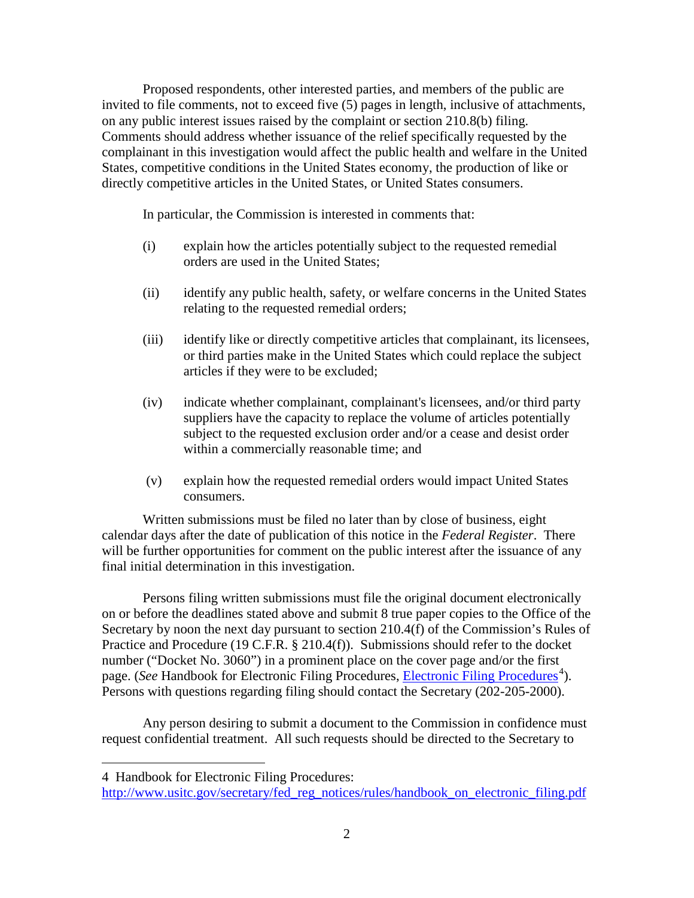Proposed respondents, other interested parties, and members of the public are invited to file comments, not to exceed five (5) pages in length, inclusive of attachments, on any public interest issues raised by the complaint or section 210.8(b) filing. Comments should address whether issuance of the relief specifically requested by the complainant in this investigation would affect the public health and welfare in the United States, competitive conditions in the United States economy, the production of like or directly competitive articles in the United States, or United States consumers.

In particular, the Commission is interested in comments that:

(i) explain how the articles potentially subject to the requested remedial orders are used in the United States;

(ii) identify any public health, safety, or welfare concerns in the United States relating to the requested remedial orders;

(iii) identify like or directly competitive articles that complainant, its licensees, or third parties make in the United States which could replace the subject articles if they were to be excluded;

(iv) indicate whether complainant, complainant's licensees, and/or third party suppliers have the capacity to replace the volume of articles potentially subject to the requested exclusion order and/or a cease and desist order within a commercially reasonable time; and

(v) explain how the requested remedial orders would impact United States consumers.

Written submissions must be filed no later than by close of business, eight calendar days after the date of publication of this notice in the *Federal Register*. There will be further opportunities for comment on the public interest after the issuance of any final initial determination in this investigation.

Persons filing written submissions must file the original document electronically on or before the deadlines stated above and submit 8 true paper copies to the Office of the Secretary by noon the next day pursuant to section 210.4(f) of the Commission's Rules of Practice and Procedure (19 C.F.R. § 210.4(f)). Submissions should refer to the docket number ("Docket No. 3060") in a prominent place on the cover page and/or the first page. (*See* Handbook for Electronic Filing Procedures, [Electronic Filing Procedures](http://www.usitc.gov/secretary/fed_reg_notices/rules/handbook_on_electronic_filing.pdf)[4]). Persons with questions regarding filing should contact the Secretary (202-205-2000).

Any person desiring to submit a document to the Commission in confidence must request confidential treatment. All such requests should be directed to the Secretary to

---

4 Handbook for Electronic Filing Procedures: http://www.usitc.gov/secretary/fed_reg_notices/rules/handbook_on_electronic_filing.pdf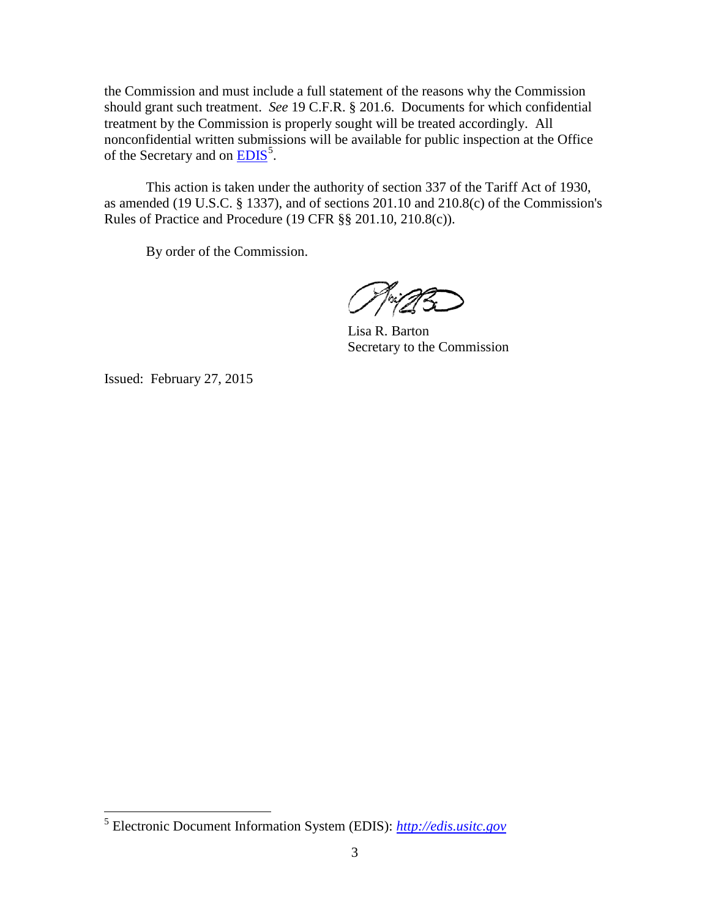the Commission and must include a full statement of the reasons why the Commission should grant such treatment. *See* 19 C.F.R. § 201.6. Documents for which confidential treatment by the Commission is properly sought will be treated accordingly. All nonconfidential written submissions will be available for public inspection at the Office of the Secretary and on EDIS[5].

This action is taken under the authority of section 337 of the Tariff Act of 1930, as amended (19 U.S.C. § 1337), and of sections 201.10 and 210.8(c) of the Commission's Rules of Practice and Procedure (19 CFR §§ 201.10, 210.8(c)).

By order of the Commission.

Lisa R. Barton
Secretary to the Commission

Issued: February 27, 2015

---

[5] Electronic Document Information System (EDIS): *http://edis.usitc.gov*